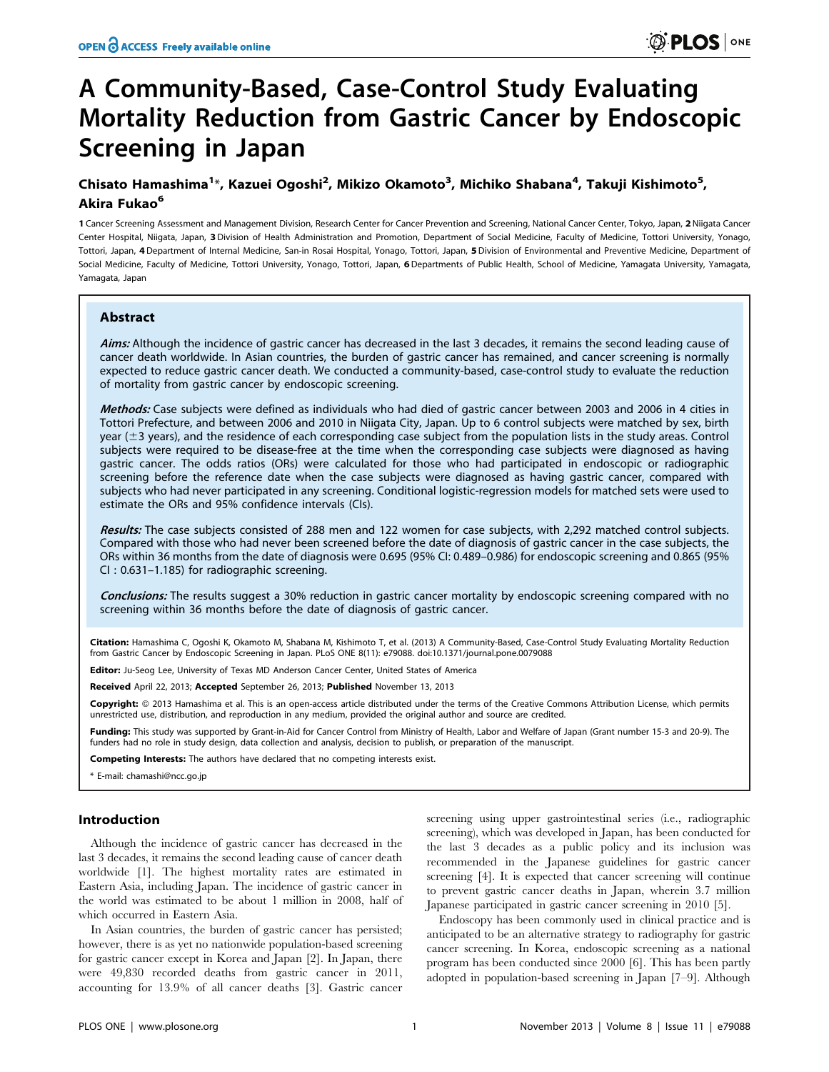# A Community-Based, Case-Control Study Evaluating Mortality Reduction from Gastric Cancer by Endoscopic Screening in Japan

**Chisato Hamashima[1]*, Kazuei Ogoshi[2], Mikizo Okamoto[3], Michiko Shabana[4], Takuji Kishimoto[5], Akira Fukao[6]**

1 Cancer Screening Assessment and Management Division, Research Center for Cancer Prevention and Screening, National Cancer Center, Tokyo, Japan, 2 Niigata Cancer Center Hospital, Niigata, Japan, 3 Division of Health Administration and Promotion, Department of Social Medicine, Faculty of Medicine, Tottori University, Yonago, Tottori, Japan, 4 Department of Internal Medicine, San-in Rosai Hospital, Yonago, Tottori, Japan, 5 Division of Environmental and Preventive Medicine, Department of Social Medicine, Faculty of Medicine, Tottori University, Yonago, Tottori, Japan, 6 Departments of Public Health, School of Medicine, Yamagata University, Yamagata, Yamagata, Japan

## Abstract

***Aims:*** Although the incidence of gastric cancer has decreased in the last 3 decades, it remains the second leading cause of cancer death worldwide. In Asian countries, the burden of gastric cancer has remained, and cancer screening is normally expected to reduce gastric cancer death. We conducted a community-based, case-control study to evaluate the reduction of mortality from gastric cancer by endoscopic screening.

***Methods:*** Case subjects were defined as individuals who had died of gastric cancer between 2003 and 2006 in 4 cities in Tottori Prefecture, and between 2006 and 2010 in Niigata City, Japan. Up to 6 control subjects were matched by sex, birth year (±3 years), and the residence of each corresponding case subject from the population lists in the study areas. Control subjects were required to be disease-free at the time when the corresponding case subjects were diagnosed as having gastric cancer. The odds ratios (ORs) were calculated for those who had participated in endoscopic or radiographic screening before the reference date when the case subjects were diagnosed as having gastric cancer, compared with subjects who had never participated in any screening. Conditional logistic-regression models for matched sets were used to estimate the ORs and 95% confidence intervals (CIs).

***Results:*** The case subjects consisted of 288 men and 122 women for case subjects, with 2,292 matched control subjects. Compared with those who had never been screened before the date of diagnosis of gastric cancer in the case subjects, the ORs within 36 months from the date of diagnosis were 0.695 (95% CI: 0.489–0.986) for endoscopic screening and 0.865 (95% CI : 0.631–1.185) for radiographic screening.

***Conclusions:*** The results suggest a 30% reduction in gastric cancer mortality by endoscopic screening compared with no screening within 36 months before the date of diagnosis of gastric cancer.

**Citation:** Hamashima C, Ogoshi K, Okamoto M, Shabana M, Kishimoto T, et al. (2013) A Community-Based, Case-Control Study Evaluating Mortality Reduction from Gastric Cancer by Endoscopic Screening in Japan. PLoS ONE 8(11): e79088. doi:10.1371/journal.pone.0079088

**Editor:** Ju-Seog Lee, University of Texas MD Anderson Cancer Center, United States of America

**Received** April 22, 2013; **Accepted** September 26, 2013; **Published** November 13, 2013

**Copyright:** © 2013 Hamashima et al. This is an open-access article distributed under the terms of the Creative Commons Attribution License, which permits unrestricted use, distribution, and reproduction in any medium, provided the original author and source are credited.

**Funding:** This study was supported by Grant-in-Aid for Cancer Control from Ministry of Health, Labor and Welfare of Japan (Grant number 15-3 and 20-9). The funders had no role in study design, data collection and analysis, decision to publish, or preparation of the manuscript.

**Competing Interests:** The authors have declared that no competing interests exist.

* E-mail: chamashi@ncc.go.jp

## Introduction

Although the incidence of gastric cancer has decreased in the last 3 decades, it remains the second leading cause of cancer death worldwide [1]. The highest mortality rates are estimated in Eastern Asia, including Japan. The incidence of gastric cancer in the world was estimated to be about 1 million in 2008, half of which occurred in Eastern Asia.

In Asian countries, the burden of gastric cancer has persisted; however, there is as yet no nationwide population-based screening for gastric cancer except in Korea and Japan [2]. In Japan, there were 49,830 recorded deaths from gastric cancer in 2011, accounting for 13.9% of all cancer deaths [3]. Gastric cancer screening using upper gastrointestinal series (i.e., radiographic screening), which was developed in Japan, has been conducted for the last 3 decades as a public policy and its inclusion was recommended in the Japanese guidelines for gastric cancer screening [4]. It is expected that cancer screening will continue to prevent gastric cancer deaths in Japan, wherein 3.7 million Japanese participated in gastric cancer screening in 2010 [5].

Endoscopy has been commonly used in clinical practice and is anticipated to be an alternative strategy to radiography for gastric cancer screening. In Korea, endoscopic screening as a national program has been conducted since 2000 [6]. This has been partly adopted in population-based screening in Japan [7–9]. Although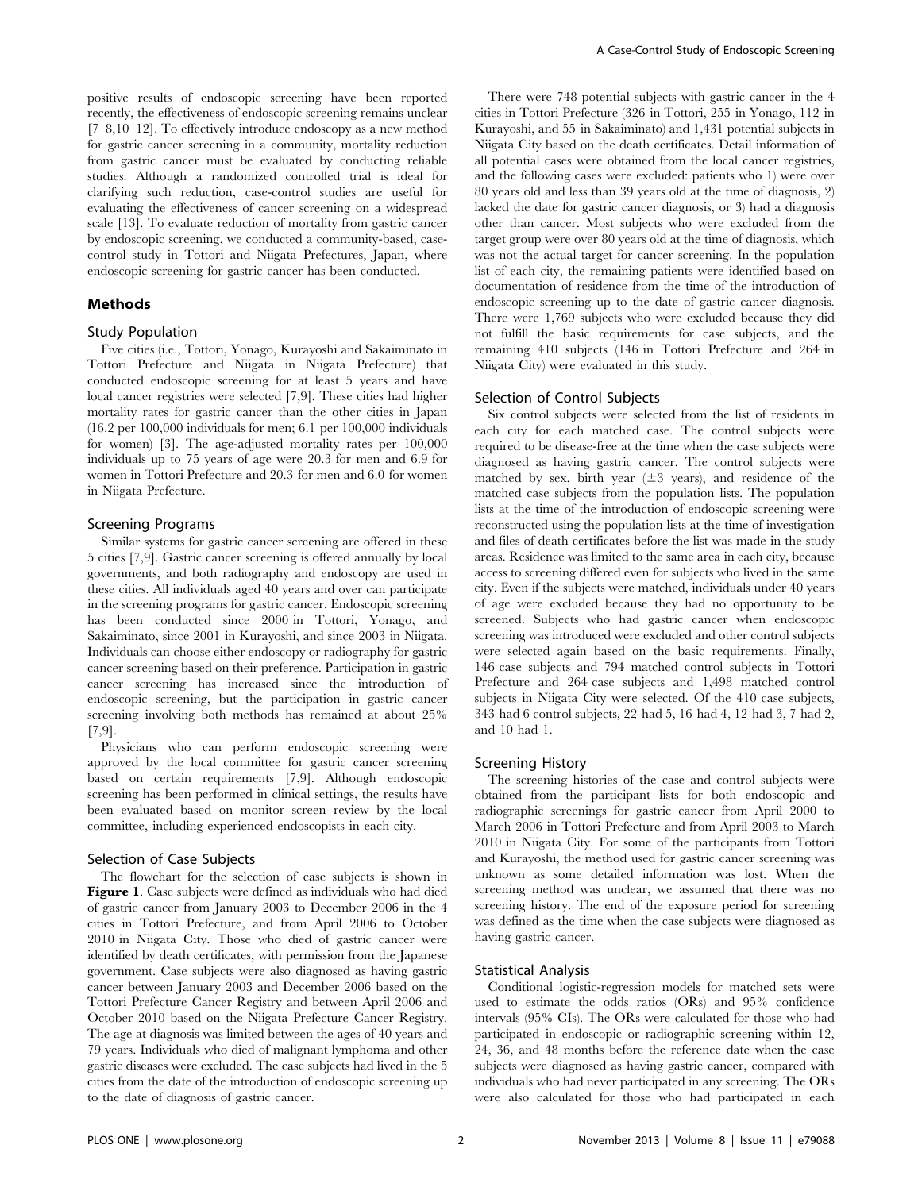positive results of endoscopic screening have been reported recently, the effectiveness of endoscopic screening remains unclear [7–8,10–12]. To effectively introduce endoscopy as a new method for gastric cancer screening in a community, mortality reduction from gastric cancer must be evaluated by conducting reliable studies. Although a randomized controlled trial is ideal for clarifying such reduction, case-control studies are useful for evaluating the effectiveness of cancer screening on a widespread scale [13]. To evaluate reduction of mortality from gastric cancer by endoscopic screening, we conducted a community-based, case-control study in Tottori and Niigata Prefectures, Japan, where endoscopic screening for gastric cancer has been conducted.

## Methods

### Study Population

Five cities (i.e., Tottori, Yonago, Kurayoshi and Sakaiminato in Tottori Prefecture and Niigata in Niigata Prefecture) that conducted endoscopic screening for at least 5 years and have local cancer registries were selected [7,9]. These cities had higher mortality rates for gastric cancer than the other cities in Japan (16.2 per 100,000 individuals for men; 6.1 per 100,000 individuals for women) [3]. The age-adjusted mortality rates per 100,000 individuals up to 75 years of age were 20.3 for men and 6.9 for women in Tottori Prefecture and 20.3 for men and 6.0 for women in Niigata Prefecture.

### Screening Programs

Similar systems for gastric cancer screening are offered in these 5 cities [7,9]. Gastric cancer screening is offered annually by local governments, and both radiography and endoscopy are used in these cities. All individuals aged 40 years and over can participate in the screening programs for gastric cancer. Endoscopic screening has been conducted since 2000 in Tottori, Yonago, and Sakaiminato, since 2001 in Kurayoshi, and since 2003 in Niigata. Individuals can choose either endoscopy or radiography for gastric cancer screening based on their preference. Participation in gastric cancer screening has increased since the introduction of endoscopic screening, but the participation in gastric cancer screening involving both methods has remained at about 25% [7,9].

Physicians who can perform endoscopic screening were approved by the local committee for gastric cancer screening based on certain requirements [7,9]. Although endoscopic screening has been performed in clinical settings, the results have been evaluated based on monitor screen review by the local committee, including experienced endoscopists in each city.

### Selection of Case Subjects

The flowchart for the selection of case subjects is shown in **Figure 1**. Case subjects were defined as individuals who had died of gastric cancer from January 2003 to December 2006 in the 4 cities in Tottori Prefecture, and from April 2006 to October 2010 in Niigata City. Those who died of gastric cancer were identified by death certificates, with permission from the Japanese government. Case subjects were also diagnosed as having gastric cancer between January 2003 and December 2006 based on the Tottori Prefecture Cancer Registry and between April 2006 and October 2010 based on the Niigata Prefecture Cancer Registry. The age at diagnosis was limited between the ages of 40 years and 79 years. Individuals who died of malignant lymphoma and other gastric diseases were excluded. The case subjects had lived in the 5 cities from the date of the introduction of endoscopic screening up to the date of diagnosis of gastric cancer.

There were 748 potential subjects with gastric cancer in the 4 cities in Tottori Prefecture (326 in Tottori, 255 in Yonago, 112 in Kurayoshi, and 55 in Sakaiminato) and 1,431 potential subjects in Niigata City based on the death certificates. Detail information of all potential cases were obtained from the local cancer registries, and the following cases were excluded: patients who 1) were over 80 years old and less than 39 years old at the time of diagnosis, 2) lacked the date for gastric cancer diagnosis, or 3) had a diagnosis other than cancer. Most subjects who were excluded from the target group were over 80 years old at the time of diagnosis, which was not the actual target for cancer screening. In the population list of each city, the remaining patients were identified based on documentation of residence from the time of the introduction of endoscopic screening up to the date of gastric cancer diagnosis. There were 1,769 subjects who were excluded because they did not fulfill the basic requirements for case subjects, and the remaining 410 subjects (146 in Tottori Prefecture and 264 in Niigata City) were evaluated in this study.

### Selection of Control Subjects

Six control subjects were selected from the list of residents in each city for each matched case. The control subjects were required to be disease-free at the time when the case subjects were diagnosed as having gastric cancer. The control subjects were matched by sex, birth year (±3 years), and residence of the matched case subjects from the population lists. The population lists at the time of the introduction of endoscopic screening were reconstructed using the population lists at the time of investigation and files of death certificates before the list was made in the study areas. Residence was limited to the same area in each city, because access to screening differed even for subjects who lived in the same city. Even if the subjects were matched, individuals under 40 years of age were excluded because they had no opportunity to be screened. Subjects who had gastric cancer when endoscopic screening was introduced were excluded and other control subjects were selected again based on the basic requirements. Finally, 146 case subjects and 794 matched control subjects in Tottori Prefecture and 264 case subjects and 1,498 matched control subjects in Niigata City were selected. Of the 410 case subjects, 343 had 6 control subjects, 22 had 5, 16 had 4, 12 had 3, 7 had 2, and 10 had 1.

### Screening History

The screening histories of the case and control subjects were obtained from the participant lists for both endoscopic and radiographic screenings for gastric cancer from April 2000 to March 2006 in Tottori Prefecture and from April 2003 to March 2010 in Niigata City. For some of the participants from Tottori and Kurayoshi, the method used for gastric cancer screening was unknown as some detailed information was lost. When the screening method was unclear, we assumed that there was no screening history. The end of the exposure period for screening was defined as the time when the case subjects were diagnosed as having gastric cancer.

### Statistical Analysis

Conditional logistic-regression models for matched sets were used to estimate the odds ratios (ORs) and 95% confidence intervals (95% CIs). The ORs were calculated for those who had participated in endoscopic or radiographic screening within 12, 24, 36, and 48 months before the reference date when the case subjects were diagnosed as having gastric cancer, compared with individuals who had never participated in any screening. The ORs were also calculated for those who had participated in each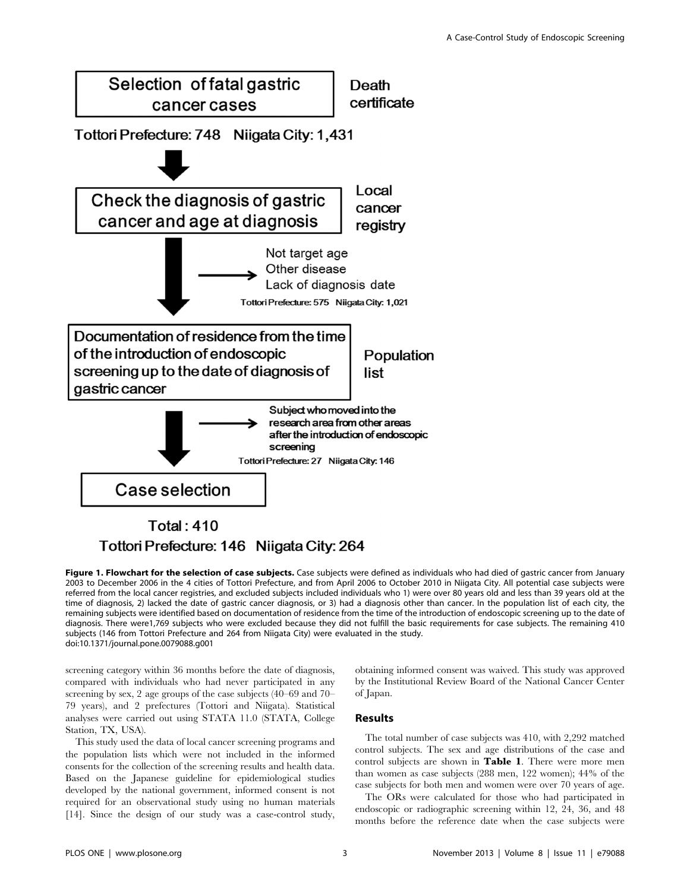Selection of fatal gastric cancer cases — Death certificate

Tottori Prefecture: 748 Niigata City: 1,431

Check the diagnosis of gastric cancer and age at diagnosis — Local cancer registry

Not target age
Other disease
Lack of diagnosis date
Tottori Prefecture: 575 Niigata City: 1,021

Documentation of residence from the time of the introduction of endoscopic screening up to the date of diagnosis of gastric cancer — Population list

Subject who moved into the research area from other areas after the introduction of endoscopic screening
Tottori Prefecture: 27 Niigata City: 146

Case selection

Total: 410
Tottori Prefecture: 146 Niigata City: 264

**Figure 1. Flowchart for the selection of case subjects.** Case subjects were defined as individuals who had died of gastric cancer from January 2003 to December 2006 in the 4 cities of Tottori Prefecture, and from April 2006 to October 2010 in Niigata City. All potential case subjects were referred from the local cancer registries, and excluded subjects included individuals who 1) were over 80 years old and less than 39 years old at the time of diagnosis, 2) lacked the date of gastric cancer diagnosis, or 3) had a diagnosis other than cancer. In the population list of each city, the remaining subjects were identified based on documentation of residence from the time of the introduction of endoscopic screening up to the date of diagnosis. There were1,769 subjects who were excluded because they did not fulfill the basic requirements for case subjects. The remaining 410 subjects (146 from Tottori Prefecture and 264 from Niigata City) were evaluated in the study.
doi:10.1371/journal.pone.0079088.g001

screening category within 36 months before the date of diagnosis, compared with individuals who had never participated in any screening by sex, 2 age groups of the case subjects (40–69 and 70–79 years), and 2 prefectures (Tottori and Niigata). Statistical analyses were carried out using STATA 11.0 (STATA, College Station, TX, USA).

This study used the data of local cancer screening programs and the population lists which were not included in the informed consents for the collection of the screening results and health data. Based on the Japanese guideline for epidemiological studies developed by the national government, informed consent is not required for an observational study using no human materials [14]. Since the design of our study was a case-control study, obtaining informed consent was waived. This study was approved by the Institutional Review Board of the National Cancer Center of Japan.

## Results

The total number of case subjects was 410, with 2,292 matched control subjects. The sex and age distributions of the case and control subjects are shown in **Table 1**. There were more men than women as case subjects (288 men, 122 women); 44% of the case subjects for both men and women were over 70 years of age.

The ORs were calculated for those who had participated in endoscopic or radiographic screening within 12, 24, 36, and 48 months before the reference date when the case subjects were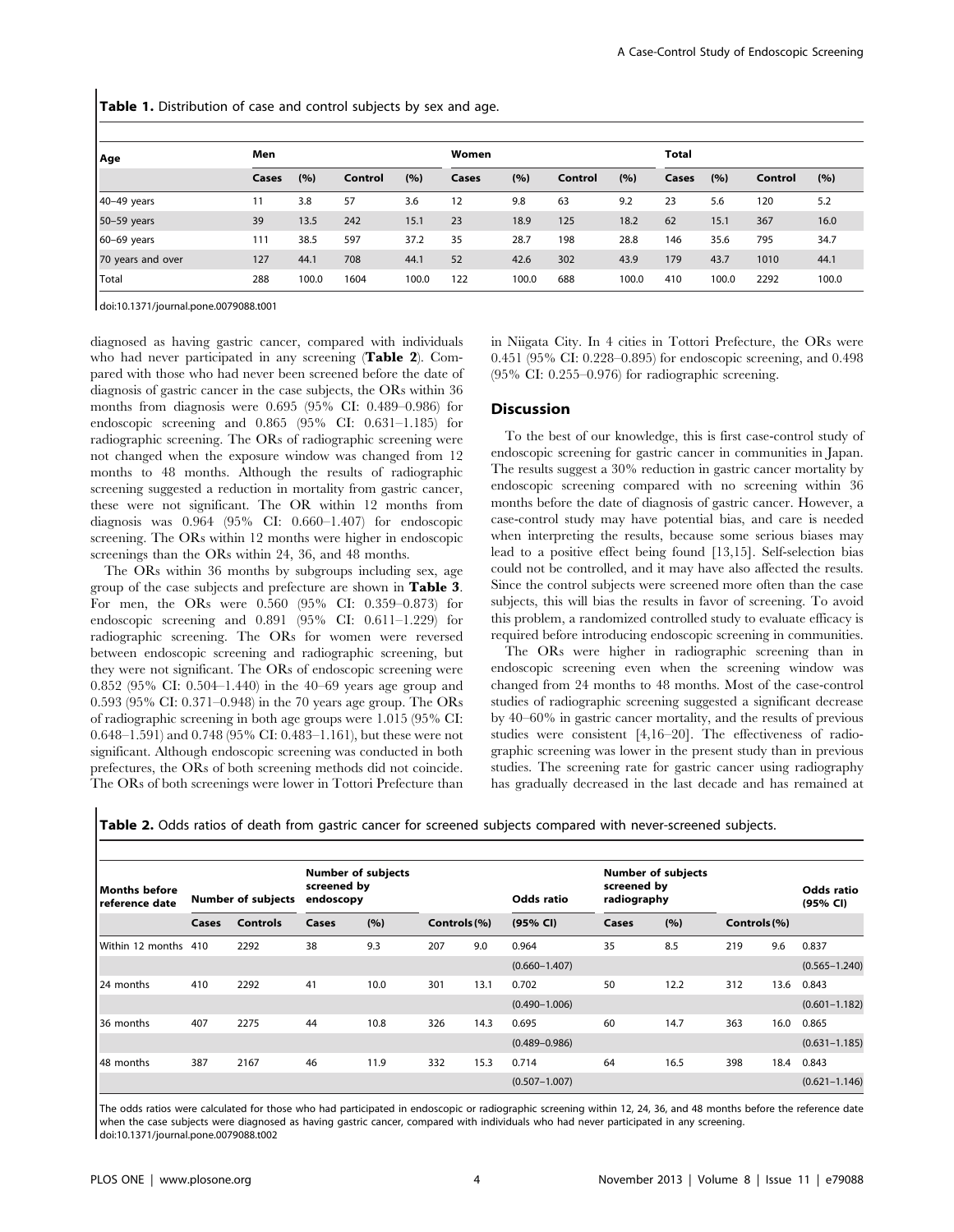**Table 1.** Distribution of case and control subjects by sex and age.

| Age | Men | | | | Women | | | | Total | | | |
|---|---|---|---|---|---|---|---|---|---|---|---|---|
| | Cases | (%) | Control | (%) | Cases | (%) | Control | (%) | Cases | (%) | Control | (%) |
| 40–49 years | 11 | 3.8 | 57 | 3.6 | 12 | 9.8 | 63 | 9.2 | 23 | 5.6 | 120 | 5.2 |
| 50–59 years | 39 | 13.5 | 242 | 15.1 | 23 | 18.9 | 125 | 18.2 | 62 | 15.1 | 367 | 16.0 |
| 60–69 years | 111 | 38.5 | 597 | 37.2 | 35 | 28.7 | 198 | 28.8 | 146 | 35.6 | 795 | 34.7 |
| 70 years and over | 127 | 44.1 | 708 | 44.1 | 52 | 42.6 | 302 | 43.9 | 179 | 43.7 | 1010 | 44.1 |
| Total | 288 | 100.0 | 1604 | 100.0 | 122 | 100.0 | 688 | 100.0 | 410 | 100.0 | 2292 | 100.0 |

doi:10.1371/journal.pone.0079088.t001

diagnosed as having gastric cancer, compared with individuals who had never participated in any screening (**Table 2**). Compared with those who had never been screened before the date of diagnosis of gastric cancer in the case subjects, the ORs within 36 months from diagnosis were 0.695 (95% CI: 0.489–0.986) for endoscopic screening and 0.865 (95% CI: 0.631–1.185) for radiographic screening. The ORs of radiographic screening were not changed when the exposure window was changed from 12 months to 48 months. Although the results of radiographic screening suggested a reduction in mortality from gastric cancer, these were not significant. The OR within 12 months from diagnosis was 0.964 (95% CI: 0.660–1.407) for endoscopic screening. The ORs within 12 months were higher in endoscopic screenings than the ORs within 24, 36, and 48 months.

The ORs within 36 months by subgroups including sex, age group of the case subjects and prefecture are shown in **Table 3**. For men, the ORs were 0.560 (95% CI: 0.359–0.873) for endoscopic screening and 0.891 (95% CI: 0.611–1.229) for radiographic screening. The ORs for women were reversed between endoscopic screening and radiographic screening, but they were not significant. The ORs of endoscopic screening were 0.852 (95% CI: 0.504–1.440) in the 40–69 years age group and 0.593 (95% CI: 0.371–0.948) in the 70 years age group. The ORs of radiographic screening in both age groups were 1.015 (95% CI: 0.648–1.591) and 0.748 (95% CI: 0.483–1.161), but these were not significant. Although endoscopic screening was conducted in both prefectures, the ORs of both screening methods did not coincide. The ORs of both screenings were lower in Tottori Prefecture than in Niigata City. In 4 cities in Tottori Prefecture, the ORs were 0.451 (95% CI: 0.228–0.895) for endoscopic screening, and 0.498 (95% CI: 0.255–0.976) for radiographic screening.

## Discussion

To the best of our knowledge, this is first case-control study of endoscopic screening for gastric cancer in communities in Japan. The results suggest a 30% reduction in gastric cancer mortality by endoscopic screening compared with no screening within 36 months before the date of diagnosis of gastric cancer. However, a case-control study may have potential bias, and care is needed when interpreting the results, because some serious biases may lead to a positive effect being found [13,15]. Self-selection bias could not be controlled, and it may have also affected the results. Since the control subjects were screened more often than the case subjects, this will bias the results in favor of screening. To avoid this problem, a randomized controlled study to evaluate efficacy is required before introducing endoscopic screening in communities.

The ORs were higher in radiographic screening than in endoscopic screening even when the screening window was changed from 24 months to 48 months. Most of the case-control studies of radiographic screening suggested a significant decrease by 40–60% in gastric cancer mortality, and the results of previous studies were consistent [4,16–20]. The effectiveness of radiographic screening was lower in the present study than in previous studies. The screening rate for gastric cancer using radiography has gradually decreased in the last decade and has remained at

**Table 2.** Odds ratios of death from gastric cancer for screened subjects compared with never-screened subjects.

| Months before reference date | Number of subjects | | Number of subjects screened by endoscopy | | | | Odds ratio | Number of subjects screened by radiography | | | | Odds ratio (95% CI) |
|---|---|---|---|---|---|---|---|---|---|---|---|---|
| | Cases | Controls | Cases | (%) | Controls | (%) | (95% CI) | Cases | (%) | Controls | (%) | |
| Within 12 months | 410 | 2292 | 38 | 9.3 | 207 | 9.0 | 0.964 | 35 | 8.5 | 219 | 9.6 | 0.837 |
| | | | | | | | (0.660–1.407) | | | | | (0.565–1.240) |
| 24 months | 410 | 2292 | 41 | 10.0 | 301 | 13.1 | 0.702 | 50 | 12.2 | 312 | 13.6 | 0.843 |
| | | | | | | | (0.490–1.006) | | | | | (0.601–1.182) |
| 36 months | 407 | 2275 | 44 | 10.8 | 326 | 14.3 | 0.695 | 60 | 14.7 | 363 | 16.0 | 0.865 |
| | | | | | | | (0.489–0.986) | | | | | (0.631–1.185) |
| 48 months | 387 | 2167 | 46 | 11.9 | 332 | 15.3 | 0.714 | 64 | 16.5 | 398 | 18.4 | 0.843 |
| | | | | | | | (0.507–1.007) | | | | | (0.621–1.146) |

The odds ratios were calculated for those who had participated in endoscopic or radiographic screening within 12, 24, 36, and 48 months before the reference date when the case subjects were diagnosed as having gastric cancer, compared with individuals who had never participated in any screening.
doi:10.1371/journal.pone.0079088.t002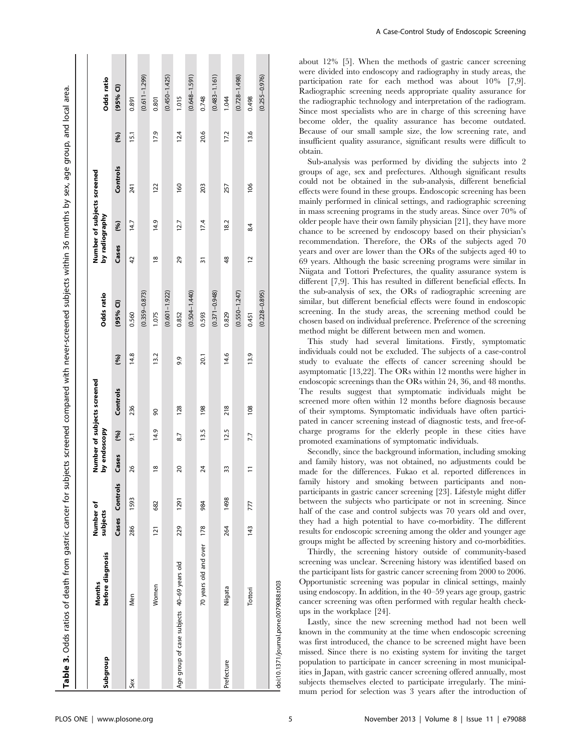**Table 3.** Odds ratios of death from gastric cancer for subjects screened compared with never-screened subjects within 36 months by sex, age group, and local area.

| Subgroup | Months before diagnosis | Number of subjects | | Number of subjects screened by endoscopy | | | | Odds ratio | Number of subjects screened by radiography | | | | Odds ratio |
|---|---|---|---|---|---|---|---|---|---|---|---|---|---|
| | | Cases | Controls | Cases | (%) | Controls | (%) | (95% CI) | Cases | (%) | Controls | (%) | (95% CI) |
| Sex | Men | 286 | 1593 | 26 | 9.1 | 236 | 14.8 | 0.560 (0.359–0.873) | 42 | 14.7 | 241 | 15.1 | 0.891 (0.611–1.299) |
| | Women | 121 | 682 | 18 | 14.9 | 90 | 13.2 | 1.075 (0.601–1.922) | 18 | 14.9 | 122 | 17.9 | 0.801 (0.450–1.425) |
| Age group of case subjects | 40–69 years old | 229 | 1291 | 20 | 8.7 | 128 | 9.9 | 0.852 (0.504–1.440) | 29 | 12.7 | 160 | 12.4 | 1.015 (0.648–1.591) |
| | 70 years old and over | 178 | 984 | 24 | 13.5 | 198 | 20.1 | 0.593 (0.371–0.948) | 31 | 17.4 | 203 | 20.6 | 0.748 (0.483–1.161) |
| Prefecture | Niigata | 264 | 1498 | 33 | 12.5 | 218 | 14.6 | 0.829 (0.550–1.247) | 48 | 18.2 | 257 | 17.2 | 1.044 (0.728–1.498) |
| | Tottori | 143 | 777 | 11 | 7.7 | 108 | 13.9 | 0.451 (0.228–0.895) | 12 | 8.4 | 106 | 13.6 | 0.498 (0.255–0.976) |

doi:10.1371/journal.pone.0079088.t003

about 12% [5]. When the methods of gastric cancer screening were divided into endoscopy and radiography in study areas, the participation rate for each method was about 10% [7,9]. Radiographic screening needs appropriate quality assurance for the radiographic technology and interpretation of the radiogram. Since most specialists who are in charge of this screening have become older, the quality assurance has become outdated. Because of our small sample size, the low screening rate, and insufficient quality assurance, significant results were difficult to obtain.

Sub-analysis was performed by dividing the subjects into 2 groups of age, sex and prefectures. Although significant results could not be obtained in the sub-analysis, different beneficial effects were found in these groups. Endoscopic screening has been mainly performed in clinical settings, and radiographic screening in mass screening programs in the study areas. Since over 70% of older people have their own family physician [21], they have more chance to be screened by endoscopy based on their physician's recommendation. Therefore, the ORs of the subjects aged 70 years and over are lower than the ORs of the subjects aged 40 to 69 years. Although the basic screening programs were similar in Niigata and Tottori Prefectures, the quality assurance system is different [7,9]. This has resulted in different beneficial effects. In the sub-analysis of sex, the ORs of radiographic screening are similar, but different beneficial effects were found in endoscopic screening. In the study areas, the screening method could be chosen based on individual preference. Preference of the screening method might be different between men and women.

This study had several limitations. Firstly, symptomatic individuals could not be excluded. The subjects of a case-control study to evaluate the effects of cancer screening should be asymptomatic [13,22]. The ORs within 12 months were higher in endoscopic screenings than the ORs within 24, 36, and 48 months. The results suggest that symptomatic individuals might be screened more often within 12 months before diagnosis because of their symptoms. Symptomatic individuals have often participated in cancer screening instead of diagnostic tests, and free-of-charge programs for the elderly people in these cities have promoted examinations of symptomatic individuals.

Secondly, since the background information, including smoking and family history, was not obtained, no adjustments could be made for the differences. Fukao et al. reported differences in family history and smoking between participants and non-participants in gastric cancer screening [23]. Lifestyle might differ between the subjects who participate or not in screening. Since half of the case and control subjects was 70 years old and over, they had a high potential to have co-morbidity. The different results for endoscopic screening among the older and younger age groups might be affected by screening history and co-morbidities.

Thirdly, the screening history outside of community-based screening was unclear. Screening history was identified based on the participant lists for gastric cancer screening from 2000 to 2006. Opportunistic screening was popular in clinical settings, mainly using endoscopy. In addition, in the 40–59 years age group, gastric cancer screening was often performed with regular health checkups in the workplace [24].

Lastly, since the new screening method had not been well known in the community at the time when endoscopic screening was first introduced, the chance to be screened might have been missed. Since there is no existing system for inviting the target population to participate in cancer screening in most municipalities in Japan, with gastric cancer screening offered annually, most subjects themselves elected to participate irregularly. The minimum period for selection was 3 years after the introduction of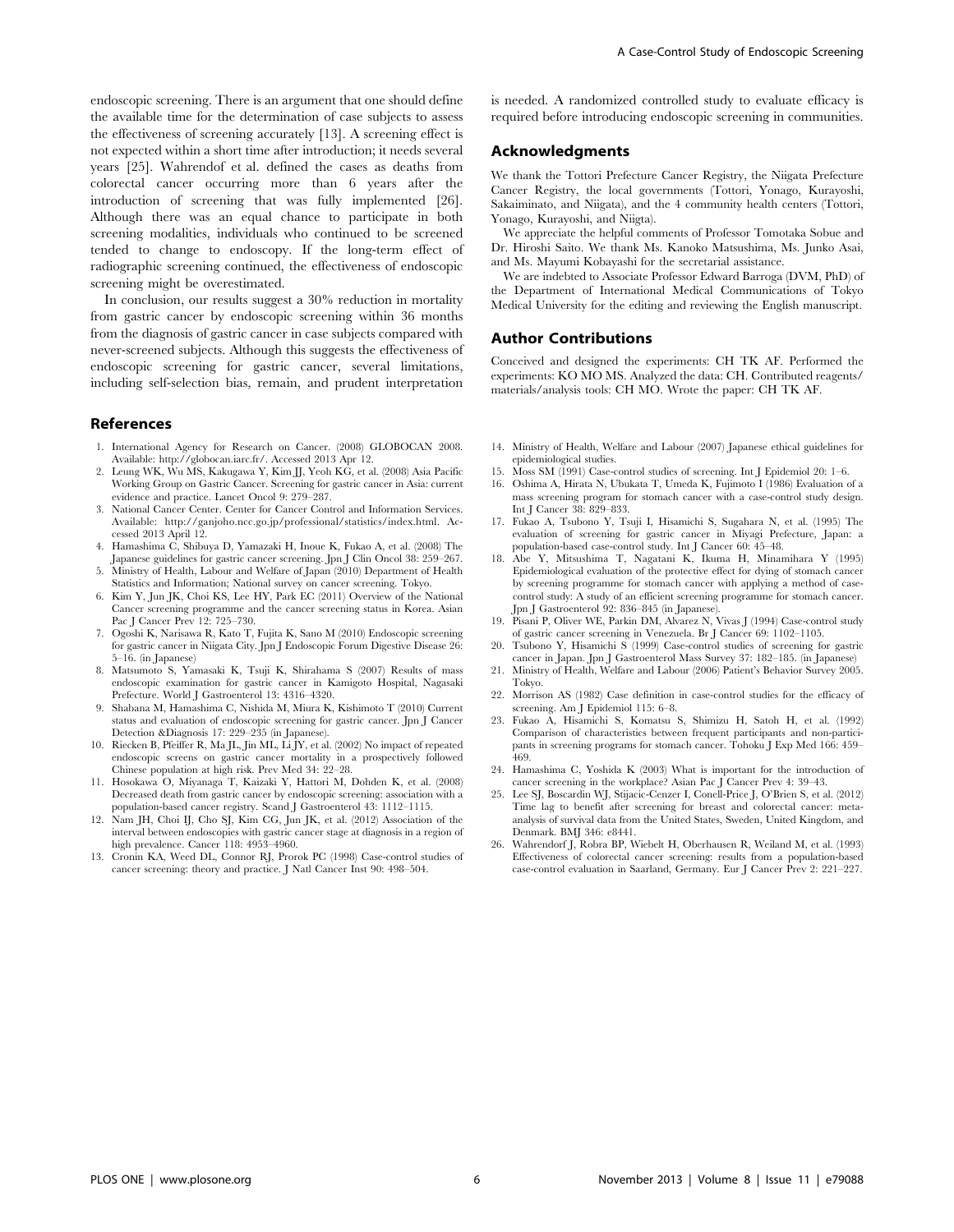endoscopic screening. There is an argument that one should define the available time for the determination of case subjects to assess the effectiveness of screening accurately [13]. A screening effect is not expected within a short time after introduction; it needs several years [25]. Wahrendof et al. defined the cases as deaths from colorectal cancer occurring more than 6 years after the introduction of screening that was fully implemented [26]. Although there was an equal chance to participate in both screening modalities, individuals who continued to be screened tended to change to endoscopy. If the long-term effect of radiographic screening continued, the effectiveness of endoscopic screening might be overestimated.

In conclusion, our results suggest a 30% reduction in mortality from gastric cancer by endoscopic screening within 36 months from the diagnosis of gastric cancer in case subjects compared with never-screened subjects. Although this suggests the effectiveness of endoscopic screening for gastric cancer, several limitations, including self-selection bias, remain, and prudent interpretation is needed. A randomized controlled study to evaluate efficacy is required before introducing endoscopic screening in communities.

## Acknowledgments

We thank the Tottori Prefecture Cancer Registry, the Niigata Prefecture Cancer Registry, the local governments (Tottori, Yonago, Kurayoshi, Sakaiminato, and Niigata), and the 4 community health centers (Tottori, Yonago, Kurayoshi, and Niigta).

We appreciate the helpful comments of Professor Tomotaka Sobue and Dr. Hiroshi Saito. We thank Ms. Kanoko Matsushima, Ms. Junko Asai, and Ms. Mayumi Kobayashi for the secretarial assistance.

We are indebted to Associate Professor Edward Barroga (DVM, PhD) of the Department of International Medical Communications of Tokyo Medical University for the editing and reviewing the English manuscript.

## Author Contributions

Conceived and designed the experiments: CH TK AF. Performed the experiments: KO MO MS. Analyzed the data: CH. Contributed reagents/materials/analysis tools: CH MO. Wrote the paper: CH TK AF.

## References

1. International Agency for Research on Cancer. (2008) GLOBOCAN 2008. Available: http://globocan.iarc.fr/. Accessed 2013 Apr 12.
2. Leung WK, Wu MS, Kakugawa Y, Kim JJ, Yeoh KG, et al. (2008) Asia Pacific Working Group on Gastric Cancer. Screening for gastric cancer in Asia: current evidence and practice. Lancet Oncol 9: 279–287.
3. National Cancer Center. Center for Cancer Control and Information Services. Available: http://ganjoho.ncc.go.jp/professional/statistics/index.html. Accessed 2013 April 12.
4. Hamashima C, Shibuya D, Yamazaki H, Inoue K, Fukao A, et al. (2008) The Japanese guidelines for gastric cancer screening. Jpn J Clin Oncol 38: 259–267.
5. Ministry of Health, Labour and Welfare of Japan (2010) Department of Health Statistics and Information; National survey on cancer screening. Tokyo.
6. Kim Y, Jun JK, Choi KS, Lee HY, Park EC (2011) Overview of the National Cancer screening programme and the cancer screening status in Korea. Asian Pac J Cancer Prev 12: 725–730.
7. Ogoshi K, Narisawa R, Kato T, Fujita K, Sano M (2010) Endoscopic screening for gastric cancer in Niigata City. Jpn J Endoscopic Forum Digestive Disease 26: 5–16. (in Japanese)
8. Matsumoto S, Yamasaki K, Tsuji K, Shirahama S (2007) Results of mass endoscopic examination for gastric cancer in Kamigoto Hospital, Nagasaki Prefecture. World J Gastroenterol 13: 4316–4320.
9. Shabana M, Hamashima C, Nishida M, Miura K, Kishimoto T (2010) Current status and evaluation of endoscopic screening for gastric cancer. Jpn J Cancer Detection &Diagnosis 17: 229–235 (in Japanese).
10. Riecken B, Pfeiffer R, Ma JL, Jin ML, Li JY, et al. (2002) No impact of repeated endoscopic screens on gastric cancer mortality in a prospectively followed Chinese population at high risk. Prev Med 34: 22–28.
11. Hosokawa O, Miyanaga T, Kaizaki Y, Hattori M, Dohden K, et al. (2008) Decreased death from gastric cancer by endoscopic screening: association with a population-based cancer registry. Scand J Gastroenterol 43: 1112–1115.
12. Nam JH, Choi IJ, Cho SJ, Kim CG, Jun JK, et al. (2012) Association of the interval between endoscopies with gastric cancer stage at diagnosis in a region of high prevalence. Cancer 118: 4953–4960.
13. Cronin KA, Weed DL, Connor RJ, Prorok PC (1998) Case-control studies of cancer screening: theory and practice. J Natl Cancer Inst 90: 498–504.
14. Ministry of Health, Welfare and Labour (2007) Japanese ethical guidelines for epidemiological studies.
15. Moss SM (1991) Case-control studies of screening. Int J Epidemiol 20: 1–6.
16. Oshima A, Hirata N, Ubukata T, Umeda K, Fujimoto I (1986) Evaluation of a mass screening program for stomach cancer with a case-control study design. Int J Cancer 38: 829–833.
17. Fukao A, Tsubono Y, Tsuji I, Hisamichi S, Sugahara N, et al. (1995) The evaluation of screening for gastric cancer in Miyagi Prefecture, Japan: a population-based case-control study. Int J Cancer 60: 45–48.
18. Abe Y, Mitsushima T, Nagatani K, Ikuma H, Minamihara Y (1995) Epidemiological evaluation of the protective effect for dying of stomach cancer by screening programme for stomach cancer with applying a method of case-control study: A study of an efficient screening programme for stomach cancer. Jpn J Gastroenterol 92: 836–845 (in Japanese).
19. Pisani P, Oliver WE, Parkin DM, Alvarez N, Vivas J (1994) Case-control study of gastric cancer screening in Venezuela. Br J Cancer 69: 1102–1105.
20. Tsubono Y, Hisamichi S (1999) Case-control studies of screening for gastric cancer in Japan. Jpn J Gastroenterol Mass Survey 37: 182–185. (in Japanese)
21. Ministry of Health, Welfare and Labour (2006) Patient's Behavior Survey 2005. Tokyo.
22. Morrison AS (1982) Case definition in case-control studies for the efficacy of screening. Am J Epidemiol 115: 6–8.
23. Fukao A, Hisamichi S, Komatsu S, Shimizu H, Satoh H, et al. (1992) Comparison of characteristics between frequent participants and non-participants in screening programs for stomach cancer. Tohoku J Exp Med 166: 459–469.
24. Hamashima C, Yoshida K (2003) What is important for the introduction of cancer screening in the workplace? Asian Pac J Cancer Prev 4: 39–43.
25. Lee SJ, Boscardin WJ, Stijacic-Cenzer I, Conell-Price J, O'Brien S, et al. (2012) Time lag to benefit after screening for breast and colorectal cancer: meta-analysis of survival data from the United States, Sweden, United Kingdom, and Denmark. BMJ 346: e8441.
26. Wahrendorf J, Robra BP, Wiebelt H, Oberhausen R, Weiland M, et al. (1993) Effectiveness of colorectal cancer screening: results from a population-based case-control evaluation in Saarland, Germany. Eur J Cancer Prev 2: 221–227.